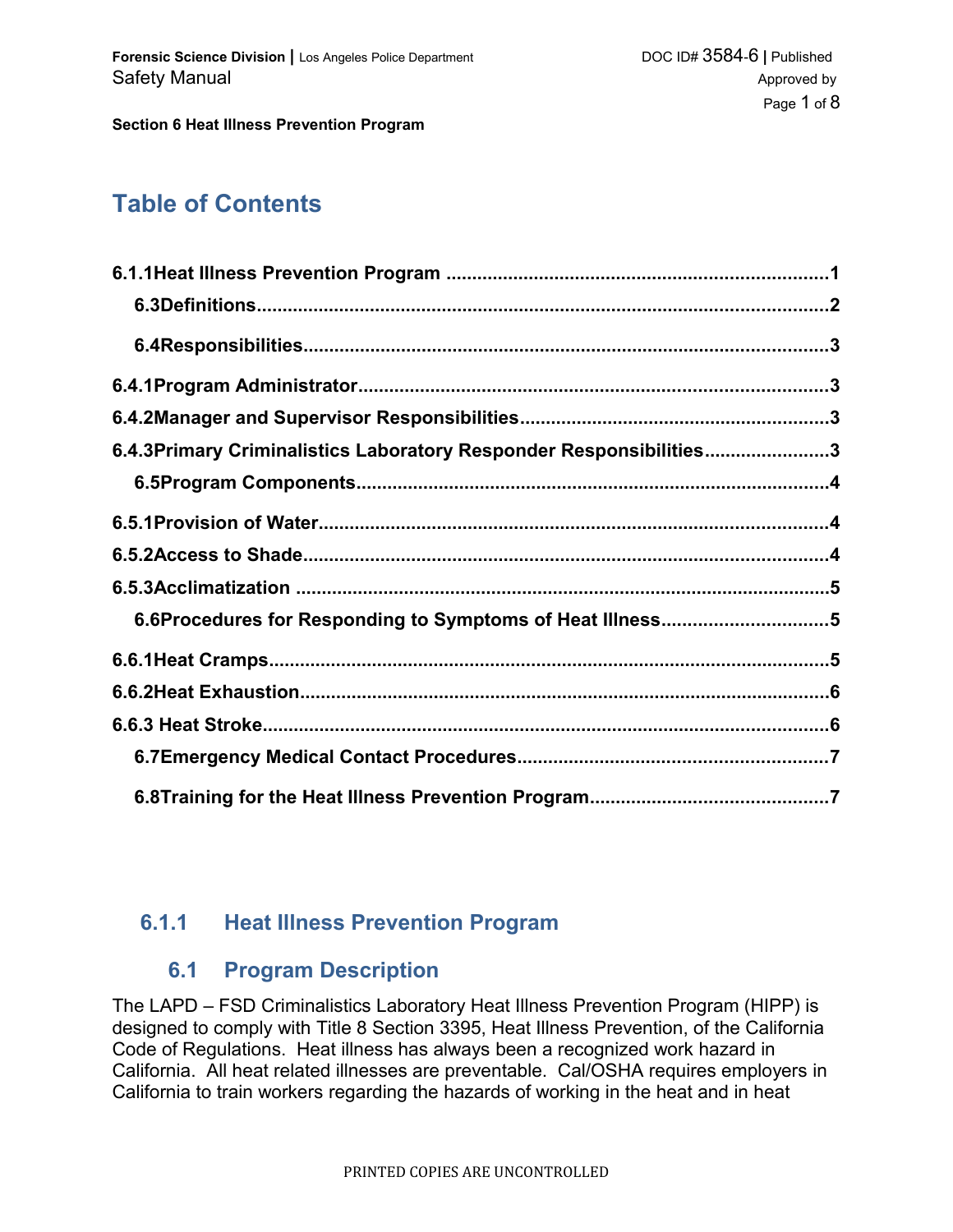# Table of Contents

- 6.1.1 Heat Illness Prevention Program ........ 1
  - 6.3 Definitions ........ 2
  - 6.4 Responsibilities ........ 3
- 6.4.1 Program Administrator ........ 3
- 6.4.2 Manager and Supervisor Responsibilities ........ 3
- 6.4.3 Primary Criminalistics Laboratory Responder Responsibilities ........ 3
  - 6.5 Program Components ........ 4
- 6.5.1 Provision of Water ........ 4
- 6.5.2 Access to Shade ........ 4
- 6.5.3 Acclimatization ........ 5
  - 6.6 Procedures for Responding to Symptoms of Heat Illness ........ 5
- 6.6.1 Heat Cramps ........ 5
- 6.6.2 Heat Exhaustion ........ 6
- 6.6.3 Heat Stroke ........ 6
  - 6.7 Emergency Medical Contact Procedures ........ 7
  - 6.8 Training for the Heat Illness Prevention Program ........ 7

## 6.1.1 Heat Illness Prevention Program

### 6.1 Program Description

The LAPD – FSD Criminalistics Laboratory Heat Illness Prevention Program (HIPP) is designed to comply with Title 8 Section 3395, Heat Illness Prevention, of the California Code of Regulations. Heat illness has always been a recognized work hazard in California. All heat related illnesses are preventable. Cal/OSHA requires employers in California to train workers regarding the hazards of working in the heat and in heat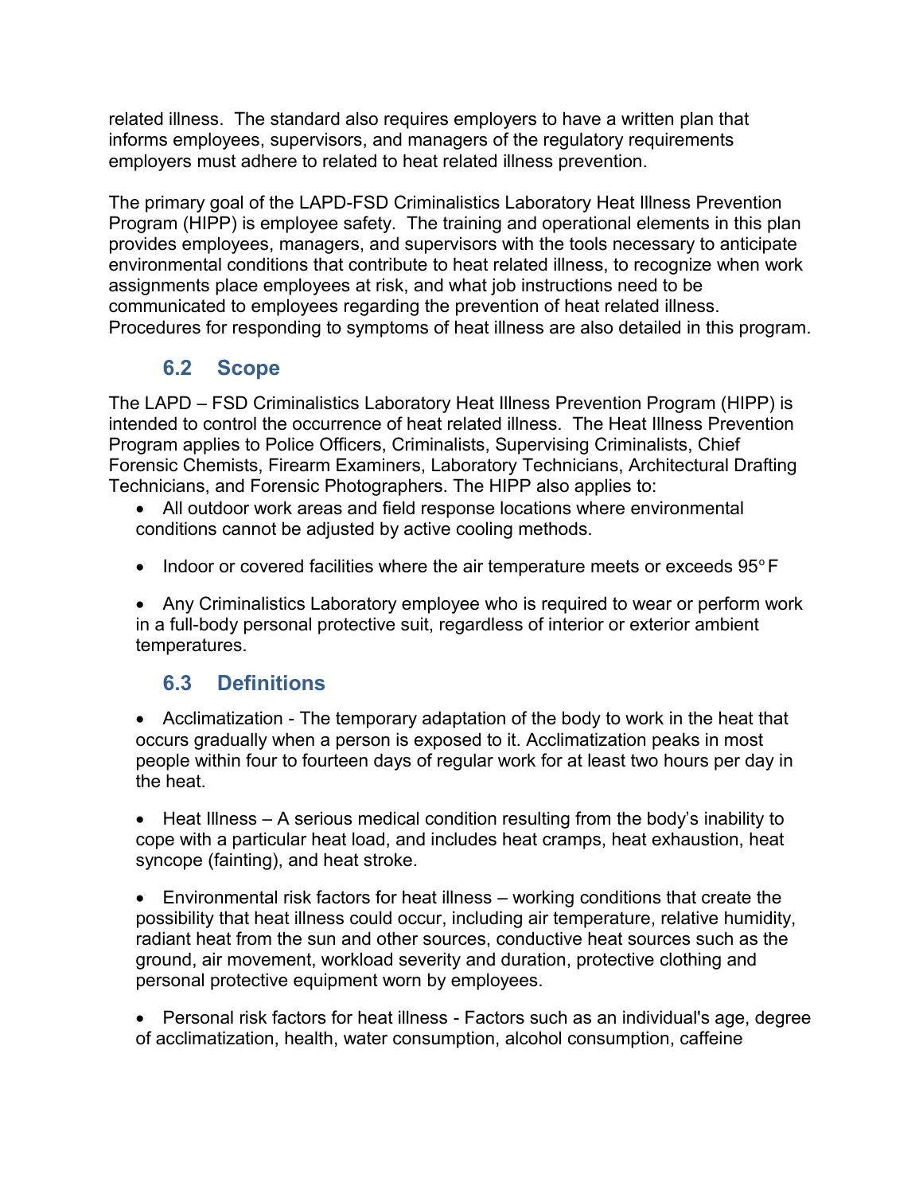related illness. The standard also requires employers to have a written plan that informs employees, supervisors, and managers of the regulatory requirements employers must adhere to related to heat related illness prevention.

The primary goal of the LAPD-FSD Criminalistics Laboratory Heat Illness Prevention Program (HIPP) is employee safety. The training and operational elements in this plan provides employees, managers, and supervisors with the tools necessary to anticipate environmental conditions that contribute to heat related illness, to recognize when work assignments place employees at risk, and what job instructions need to be communicated to employees regarding the prevention of heat related illness. Procedures for responding to symptoms of heat illness are also detailed in this program.

## 6.2 Scope

The LAPD – FSD Criminalistics Laboratory Heat Illness Prevention Program (HIPP) is intended to control the occurrence of heat related illness. The Heat Illness Prevention Program applies to Police Officers, Criminalists, Supervising Criminalists, Chief Forensic Chemists, Firearm Examiners, Laboratory Technicians, Architectural Drafting Technicians, and Forensic Photographers. The HIPP also applies to:

- All outdoor work areas and field response locations where environmental conditions cannot be adjusted by active cooling methods.
- Indoor or covered facilities where the air temperature meets or exceeds 95° F
- Any Criminalistics Laboratory employee who is required to wear or perform work in a full-body personal protective suit, regardless of interior or exterior ambient temperatures.

## 6.3 Definitions

- Acclimatization - The temporary adaptation of the body to work in the heat that occurs gradually when a person is exposed to it. Acclimatization peaks in most people within four to fourteen days of regular work for at least two hours per day in the heat.
- Heat Illness – A serious medical condition resulting from the body's inability to cope with a particular heat load, and includes heat cramps, heat exhaustion, heat syncope (fainting), and heat stroke.
- Environmental risk factors for heat illness – working conditions that create the possibility that heat illness could occur, including air temperature, relative humidity, radiant heat from the sun and other sources, conductive heat sources such as the ground, air movement, workload severity and duration, protective clothing and personal protective equipment worn by employees.
- Personal risk factors for heat illness - Factors such as an individual's age, degree of acclimatization, health, water consumption, alcohol consumption, caffeine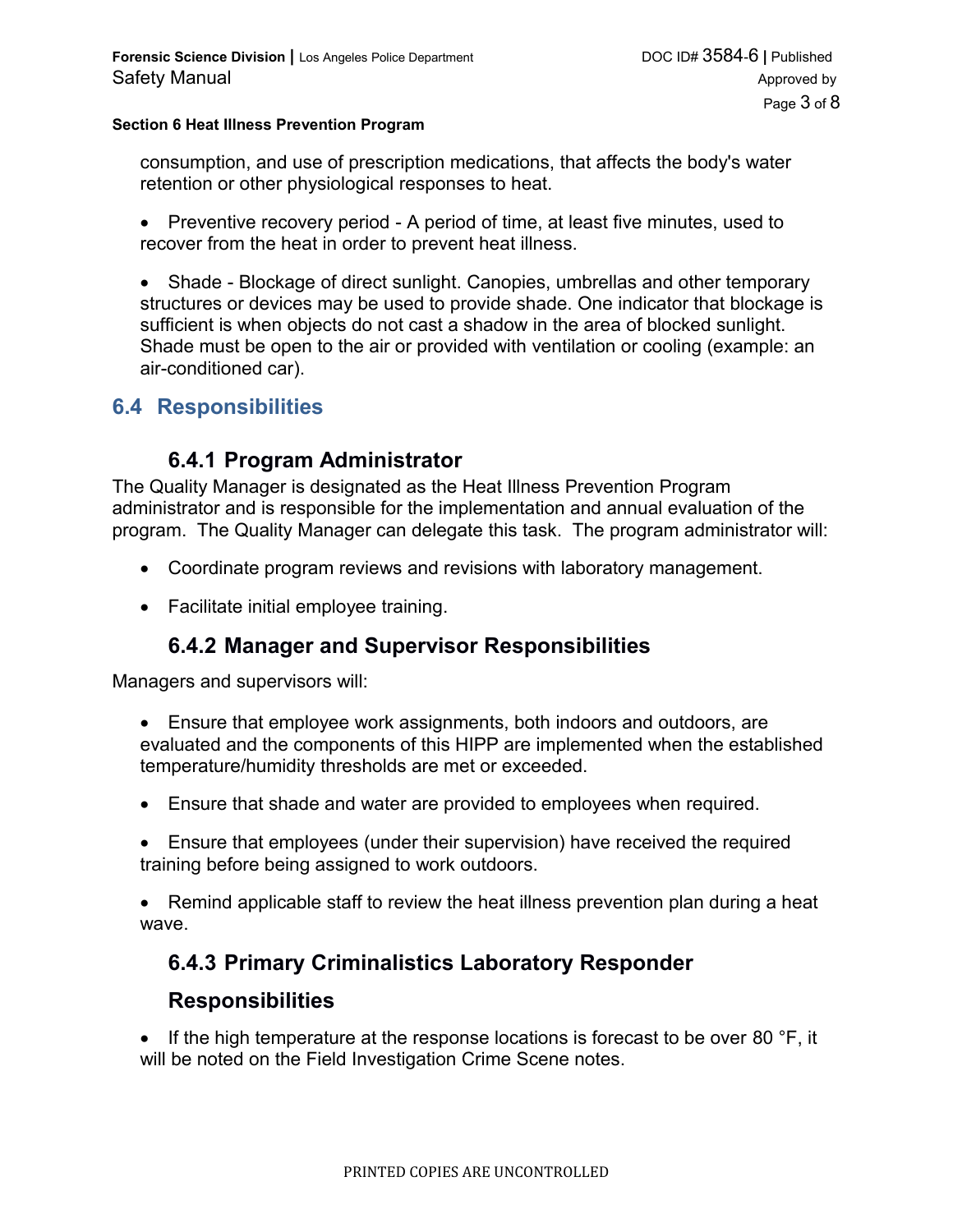consumption, and use of prescription medications, that affects the body's water retention or other physiological responses to heat.

- Preventive recovery period - A period of time, at least five minutes, used to recover from the heat in order to prevent heat illness.

- Shade - Blockage of direct sunlight. Canopies, umbrellas and other temporary structures or devices may be used to provide shade. One indicator that blockage is sufficient is when objects do not cast a shadow in the area of blocked sunlight. Shade must be open to the air or provided with ventilation or cooling (example: an air-conditioned car).

## 6.4 Responsibilities

### 6.4.1 Program Administrator

The Quality Manager is designated as the Heat Illness Prevention Program administrator and is responsible for the implementation and annual evaluation of the program. The Quality Manager can delegate this task. The program administrator will:

- Coordinate program reviews and revisions with laboratory management.
- Facilitate initial employee training.

### 6.4.2 Manager and Supervisor Responsibilities

Managers and supervisors will:

- Ensure that employee work assignments, both indoors and outdoors, are evaluated and the components of this HIPP are implemented when the established temperature/humidity thresholds are met or exceeded.
- Ensure that shade and water are provided to employees when required.
- Ensure that employees (under their supervision) have received the required training before being assigned to work outdoors.
- Remind applicable staff to review the heat illness prevention plan during a heat wave.

### 6.4.3 Primary Criminalistics Laboratory Responder Responsibilities

- If the high temperature at the response locations is forecast to be over 80 °F, it will be noted on the Field Investigation Crime Scene notes.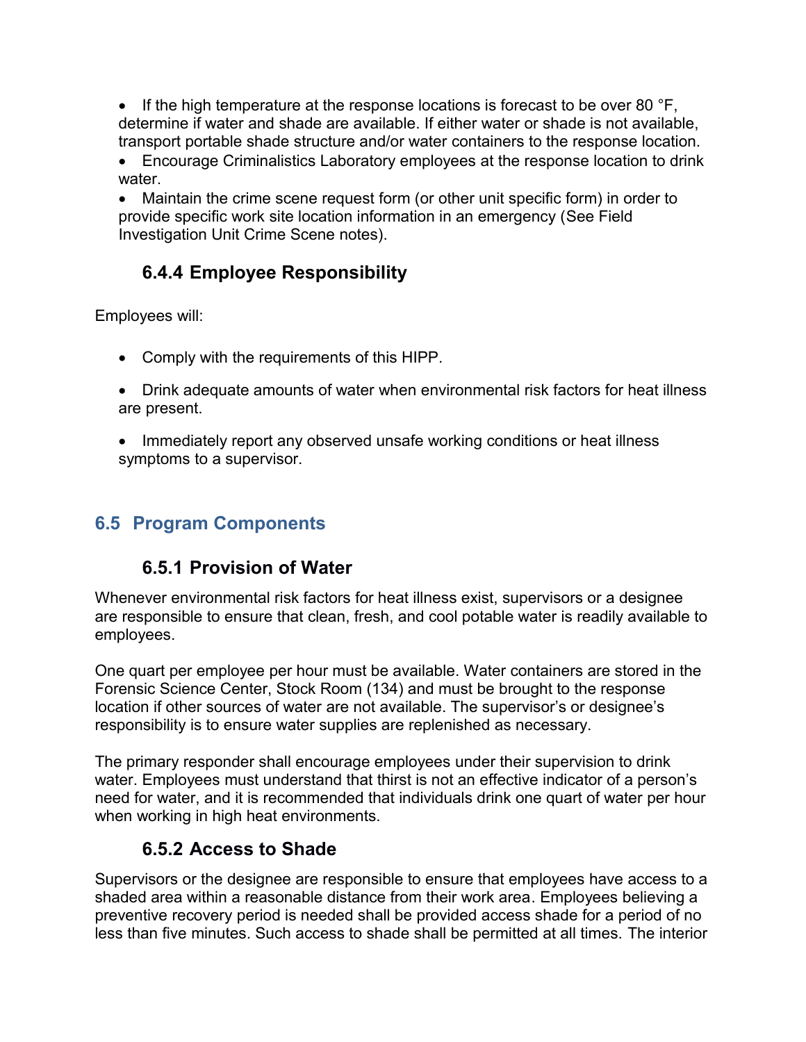- If the high temperature at the response locations is forecast to be over 80 °F, determine if water and shade are available. If either water or shade is not available, transport portable shade structure and/or water containers to the response location.
- Encourage Criminalistics Laboratory employees at the response location to drink water.
- Maintain the crime scene request form (or other unit specific form) in order to provide specific work site location information in an emergency (See Field Investigation Unit Crime Scene notes).

### 6.4.4 Employee Responsibility

Employees will:

- Comply with the requirements of this HIPP.
- Drink adequate amounts of water when environmental risk factors for heat illness are present.
- Immediately report any observed unsafe working conditions or heat illness symptoms to a supervisor.

## 6.5 Program Components

### 6.5.1 Provision of Water

Whenever environmental risk factors for heat illness exist, supervisors or a designee are responsible to ensure that clean, fresh, and cool potable water is readily available to employees.

One quart per employee per hour must be available. Water containers are stored in the Forensic Science Center, Stock Room (134) and must be brought to the response location if other sources of water are not available. The supervisor's or designee's responsibility is to ensure water supplies are replenished as necessary.

The primary responder shall encourage employees under their supervision to drink water. Employees must understand that thirst is not an effective indicator of a person's need for water, and it is recommended that individuals drink one quart of water per hour when working in high heat environments.

### 6.5.2 Access to Shade

Supervisors or the designee are responsible to ensure that employees have access to a shaded area within a reasonable distance from their work area. Employees believing a preventive recovery period is needed shall be provided access shade for a period of no less than five minutes. Such access to shade shall be permitted at all times. The interior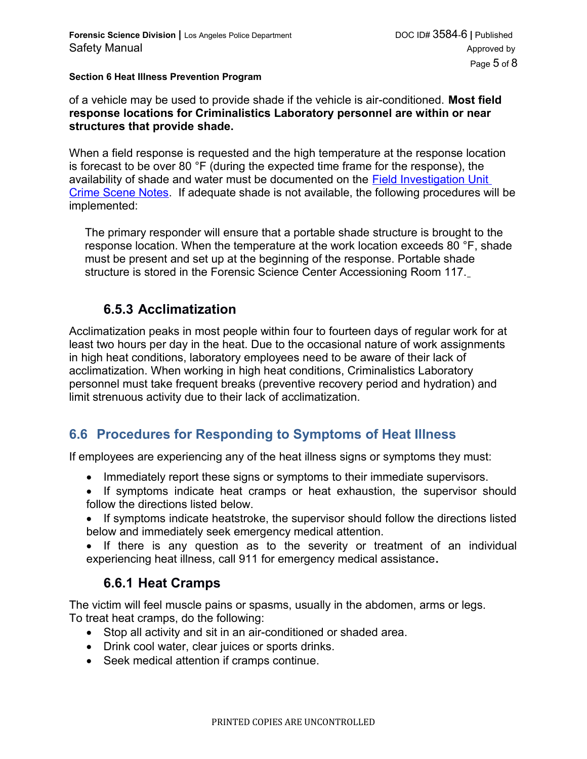of a vehicle may be used to provide shade if the vehicle is air-conditioned. **Most field response locations for Criminalistics Laboratory personnel are within or near structures that provide shade.**

When a field response is requested and the high temperature at the response location is forecast to be over 80 °F (during the expected time frame for the response), the availability of shade and water must be documented on the Field Investigation Unit Crime Scene Notes. If adequate shade is not available, the following procedures will be implemented:

> The primary responder will ensure that a portable shade structure is brought to the response location. When the temperature at the work location exceeds 80 °F, shade must be present and set up at the beginning of the response. Portable shade structure is stored in the Forensic Science Center Accessioning Room 117.

### 6.5.3 Acclimatization

Acclimatization peaks in most people within four to fourteen days of regular work for at least two hours per day in the heat. Due to the occasional nature of work assignments in high heat conditions, laboratory employees need to be aware of their lack of acclimatization. When working in high heat conditions, Criminalistics Laboratory personnel must take frequent breaks (preventive recovery period and hydration) and limit strenuous activity due to their lack of acclimatization.

## 6.6 Procedures for Responding to Symptoms of Heat Illness

If employees are experiencing any of the heat illness signs or symptoms they must:

- Immediately report these signs or symptoms to their immediate supervisors.
- If symptoms indicate heat cramps or heat exhaustion, the supervisor should follow the directions listed below.
- If symptoms indicate heatstroke, the supervisor should follow the directions listed below and immediately seek emergency medical attention.
- If there is any question as to the severity or treatment of an individual experiencing heat illness, call 911 for emergency medical assistance**.**

### 6.6.1 Heat Cramps

The victim will feel muscle pains or spasms, usually in the abdomen, arms or legs.
To treat heat cramps, do the following:

- Stop all activity and sit in an air-conditioned or shaded area.
- Drink cool water, clear juices or sports drinks.
- Seek medical attention if cramps continue.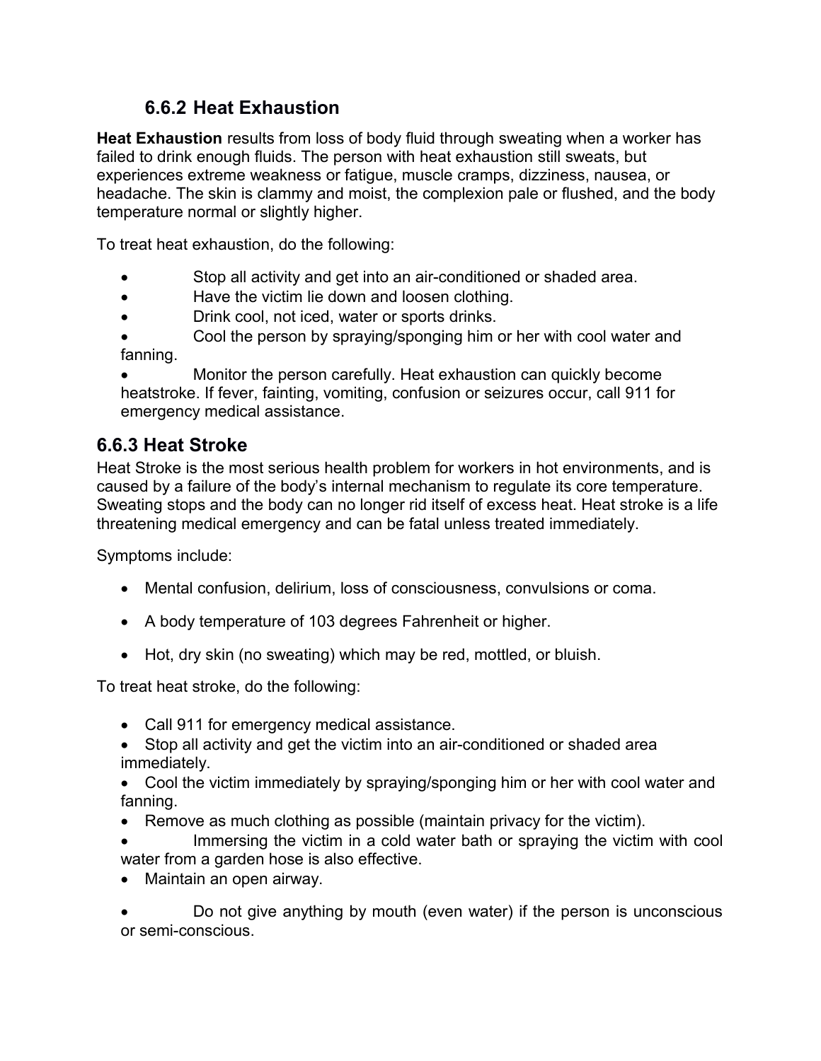### 6.6.2 Heat Exhaustion

**Heat Exhaustion** results from loss of body fluid through sweating when a worker has failed to drink enough fluids. The person with heat exhaustion still sweats, but experiences extreme weakness or fatigue, muscle cramps, dizziness, nausea, or headache. The skin is clammy and moist, the complexion pale or flushed, and the body temperature normal or slightly higher.

To treat heat exhaustion, do the following:

- Stop all activity and get into an air-conditioned or shaded area.
- Have the victim lie down and loosen clothing.
- Drink cool, not iced, water or sports drinks.
- Cool the person by spraying/sponging him or her with cool water and fanning.
- Monitor the person carefully. Heat exhaustion can quickly become heatstroke. If fever, fainting, vomiting, confusion or seizures occur, call 911 for emergency medical assistance.

### 6.6.3 Heat Stroke

Heat Stroke is the most serious health problem for workers in hot environments, and is caused by a failure of the body's internal mechanism to regulate its core temperature. Sweating stops and the body can no longer rid itself of excess heat. Heat stroke is a life threatening medical emergency and can be fatal unless treated immediately.

Symptoms include:

- Mental confusion, delirium, loss of consciousness, convulsions or coma.
- A body temperature of 103 degrees Fahrenheit or higher.
- Hot, dry skin (no sweating) which may be red, mottled, or bluish.

To treat heat stroke, do the following:

- Call 911 for emergency medical assistance.
- Stop all activity and get the victim into an air-conditioned or shaded area immediately.
- Cool the victim immediately by spraying/sponging him or her with cool water and fanning.
- Remove as much clothing as possible (maintain privacy for the victim).
- Immersing the victim in a cold water bath or spraying the victim with cool water from a garden hose is also effective.
- Maintain an open airway.
- Do not give anything by mouth (even water) if the person is unconscious or semi-conscious.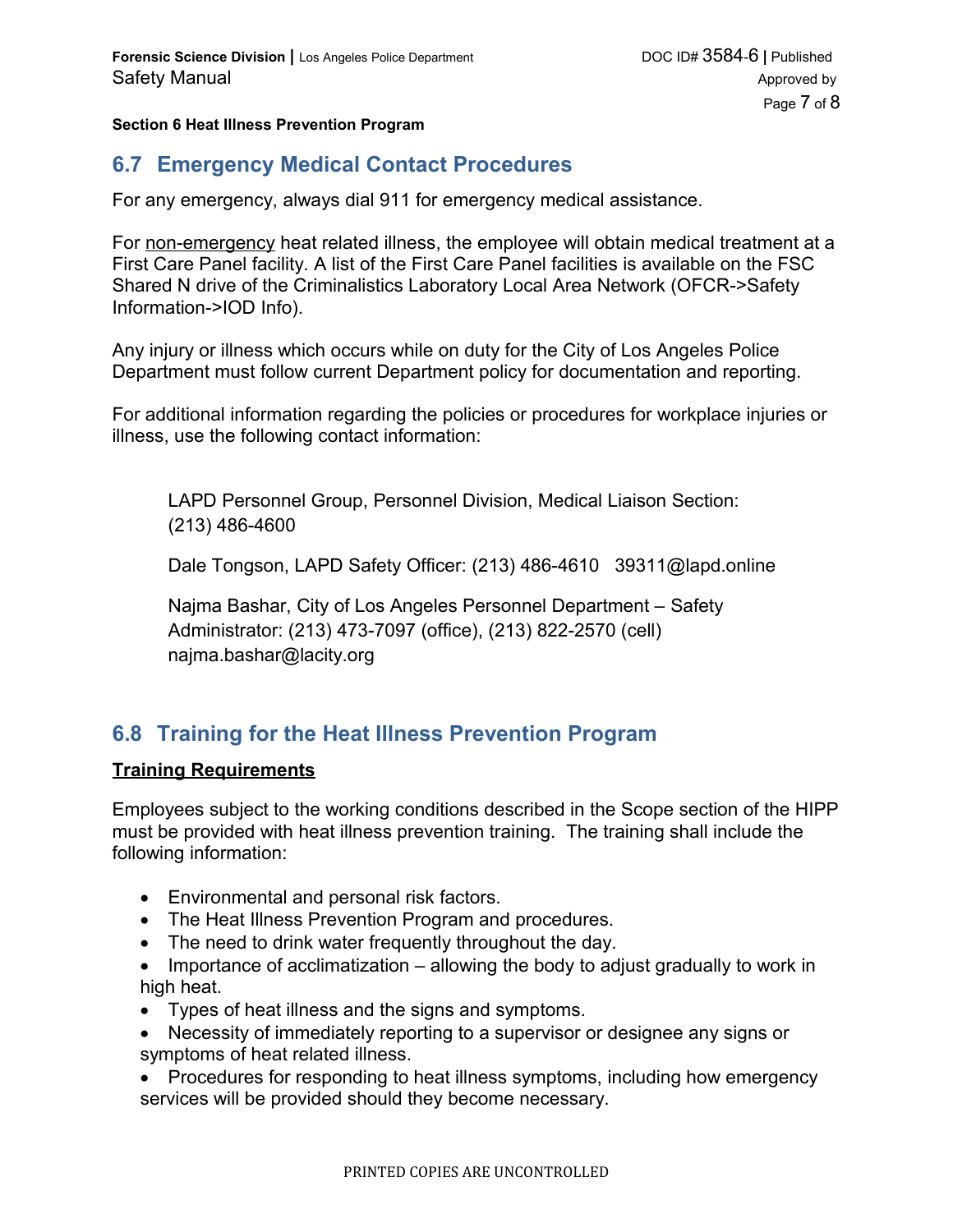## 6.7 Emergency Medical Contact Procedures

For any emergency, always dial 911 for emergency medical assistance.

For non-emergency heat related illness, the employee will obtain medical treatment at a First Care Panel facility. A list of the First Care Panel facilities is available on the FSC Shared N drive of the Criminalistics Laboratory Local Area Network (OFCR->Safety Information->IOD Info).

Any injury or illness which occurs while on duty for the City of Los Angeles Police Department must follow current Department policy for documentation and reporting.

For additional information regarding the policies or procedures for workplace injuries or illness, use the following contact information:

> LAPD Personnel Group, Personnel Division, Medical Liaison Section: (213) 486-4600
>
> Dale Tongson, LAPD Safety Officer: (213) 486-4610 39311@lapd.online
>
> Najma Bashar, City of Los Angeles Personnel Department – Safety Administrator: (213) 473-7097 (office), (213) 822-2570 (cell) najma.bashar@lacity.org

## 6.8 Training for the Heat Illness Prevention Program

**Training Requirements**

Employees subject to the working conditions described in the Scope section of the HIPP must be provided with heat illness prevention training. The training shall include the following information:

- Environmental and personal risk factors.
- The Heat Illness Prevention Program and procedures.
- The need to drink water frequently throughout the day.
- Importance of acclimatization – allowing the body to adjust gradually to work in high heat.
- Types of heat illness and the signs and symptoms.
- Necessity of immediately reporting to a supervisor or designee any signs or symptoms of heat related illness.
- Procedures for responding to heat illness symptoms, including how emergency services will be provided should they become necessary.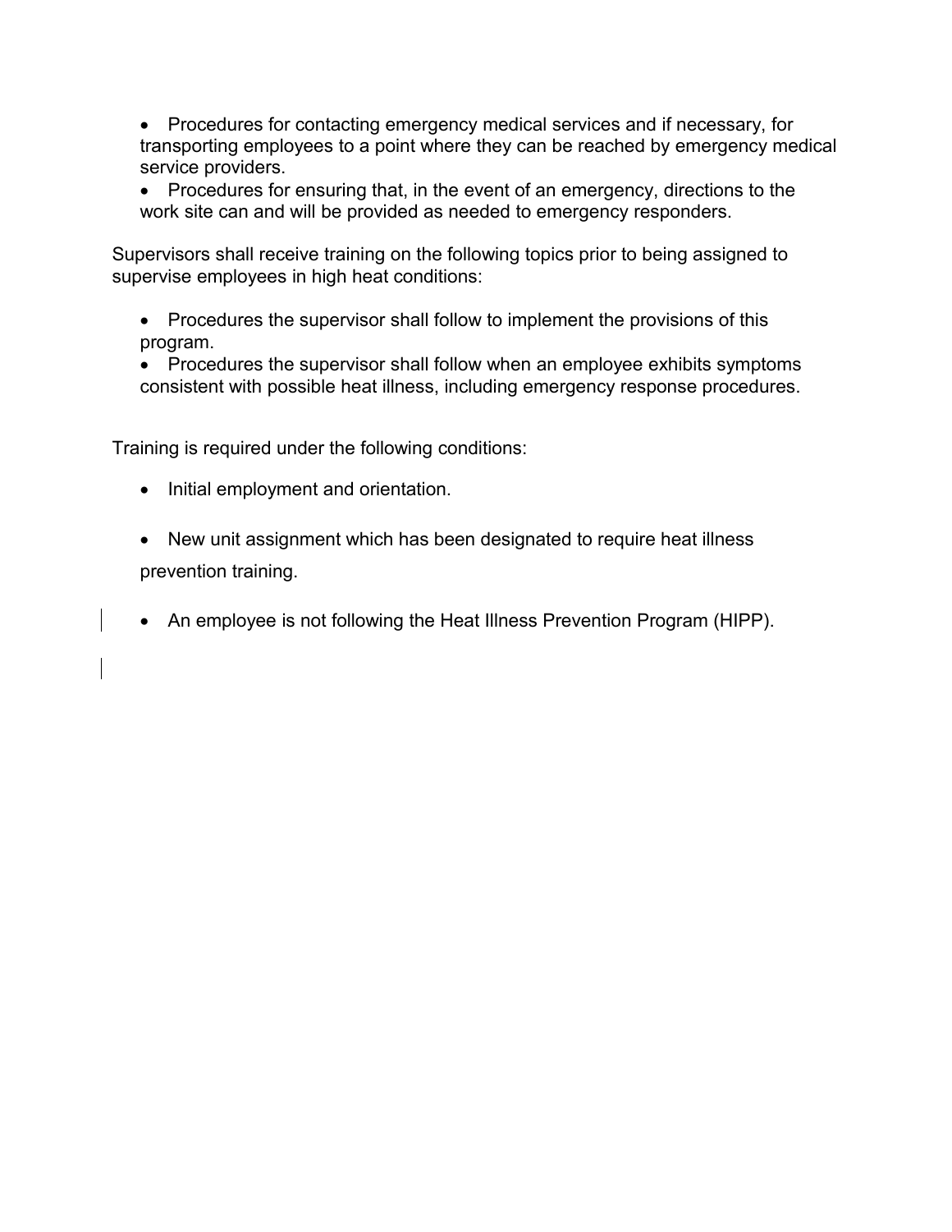- Procedures for contacting emergency medical services and if necessary, for transporting employees to a point where they can be reached by emergency medical service providers.
- Procedures for ensuring that, in the event of an emergency, directions to the work site can and will be provided as needed to emergency responders.

Supervisors shall receive training on the following topics prior to being assigned to supervise employees in high heat conditions:

- Procedures the supervisor shall follow to implement the provisions of this program.
- Procedures the supervisor shall follow when an employee exhibits symptoms consistent with possible heat illness, including emergency response procedures.

Training is required under the following conditions:

- Initial employment and orientation.
- New unit assignment which has been designated to require heat illness prevention training.
- An employee is not following the Heat Illness Prevention Program (HIPP).